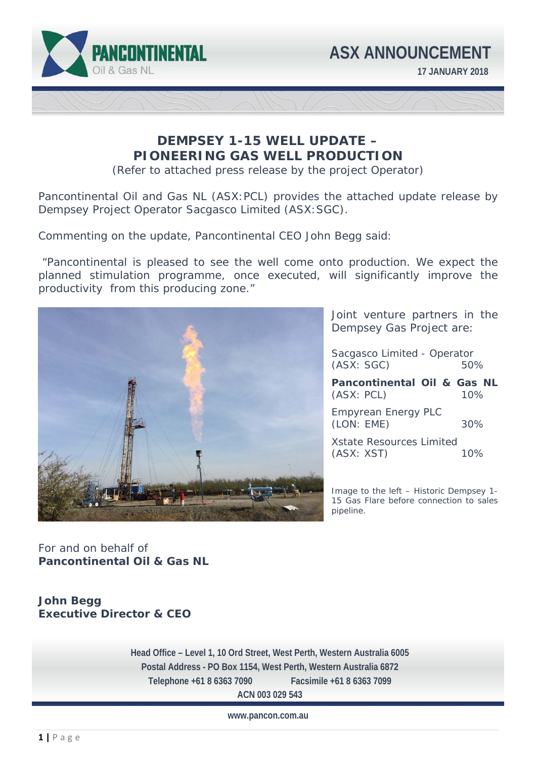# ASX ANNOUNCEMENT

**17 JANUARY 2018**

## DEMPSEY 1-15 WELL UPDATE – PIONEERING GAS WELL PRODUCTION

(Refer to attached press release by the project Operator)

Pancontinental Oil and Gas NL (ASX:PCL) provides the attached update release by Dempsey Project Operator Sacgasco Limited (ASX:SGC).

Commenting on the update, Pancontinental CEO John Begg said:

"Pancontinental is pleased to see the well come onto production. We expect the planned stimulation programme, once executed, will significantly improve the productivity from this producing zone."

Joint venture partners in the Dempsey Gas Project are:

| Partner | Interest |
|---|---|
| Sacgasco Limited - Operator (ASX: SGC) | 50% |
| **Pancontinental Oil & Gas NL** (ASX: PCL) | 10% |
| Empyrean Energy PLC (LON: EME) | 30% |
| Xstate Resources Limited (ASX: XST) | 10% |

Image to the left – Historic Dempsey 1-15 Gas Flare before connection to sales pipeline.

For and on behalf of
**Pancontinental Oil & Gas NL**

**John Begg**
**Executive Director & CEO**

Head Office – Level 1, 10 Ord Street, West Perth, Western Australia 6005
Postal Address - PO Box 1154, West Perth, Western Australia 6872
Telephone +61 8 6363 7090 Facsimile +61 8 6363 7099
ACN 003 029 543

www.pancon.com.au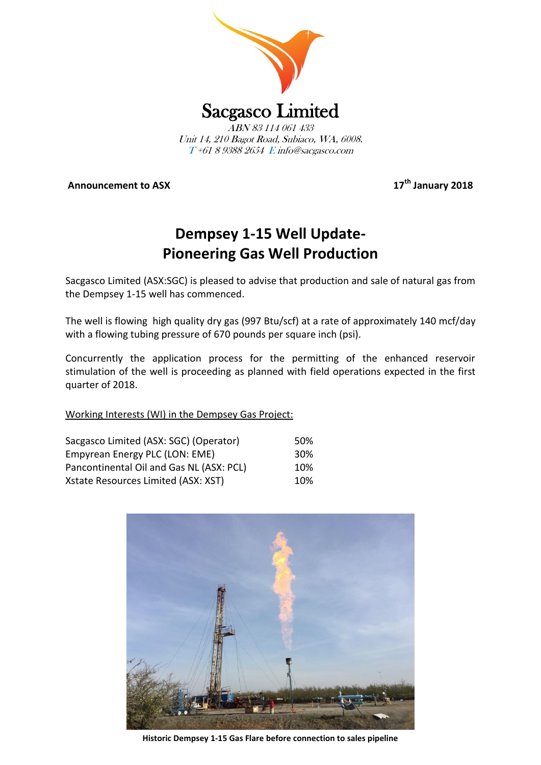# Sacgasco Limited

*ABN 83 114 061 433*
*Unit 14, 210 Bagot Road, Subiaco, WA, 6008.*
*T +61 8 9388 2654 E info@sacgasco.com*

**Announcement to ASX** **17th January 2018**

## Dempsey 1-15 Well Update- Pioneering Gas Well Production

Sacgasco Limited (ASX:SGC) is pleased to advise that production and sale of natural gas from the Dempsey 1-15 well has commenced.

The well is flowing high quality dry gas (997 Btu/scf) at a rate of approximately 140 mcf/day with a flowing tubing pressure of 670 pounds per square inch (psi).

Concurrently the application process for the permitting of the enhanced reservoir stimulation of the well is proceeding as planned with field operations expected in the first quarter of 2018.

<u>Working Interests (WI) in the Dempsey Gas Project:</u>

| Company | WI |
|---|---|
| Sacgasco Limited (ASX: SGC) (Operator) | 50% |
| Empyrean Energy PLC (LON: EME) | 30% |
| Pancontinental Oil and Gas NL (ASX: PCL) | 10% |
| Xstate Resources Limited (ASX: XST) | 10% |

**Historic Dempsey 1-15 Gas Flare before connection to sales pipeline**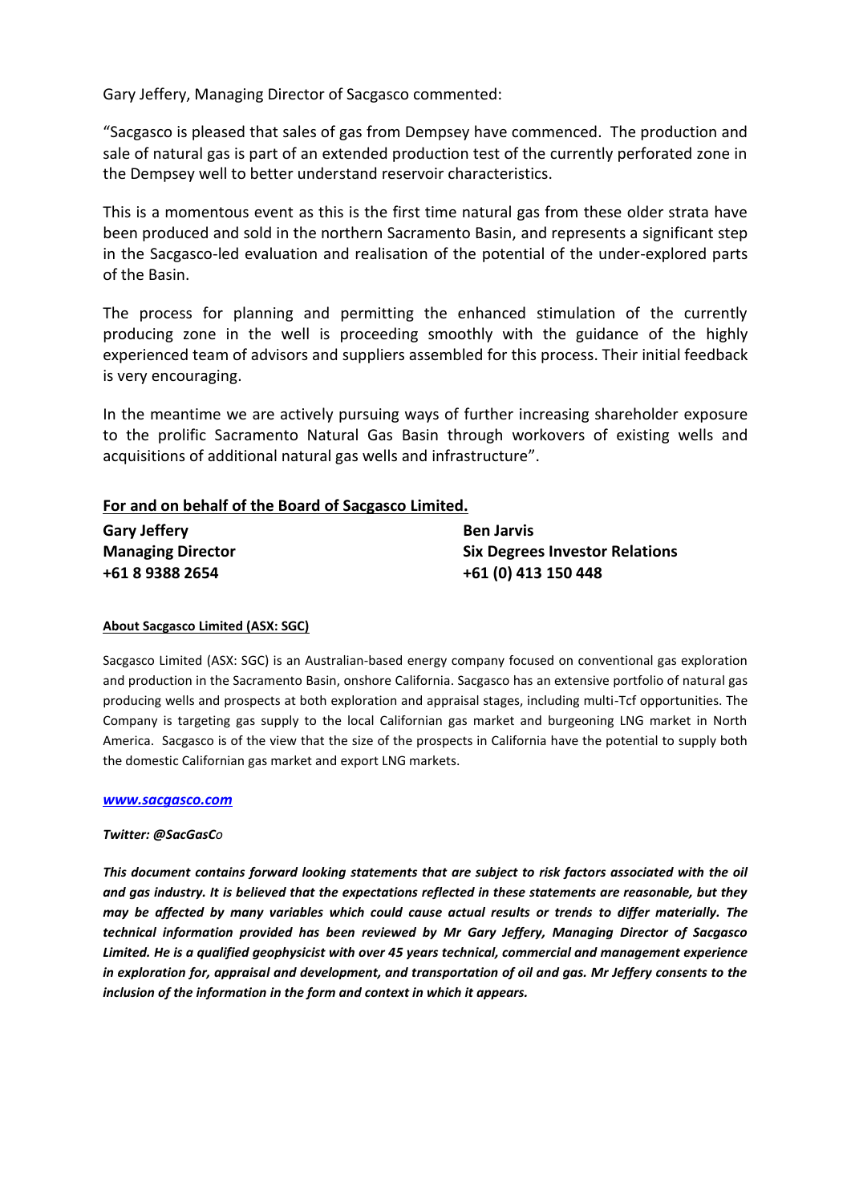Gary Jeffery, Managing Director of Sacgasco commented:

"Sacgasco is pleased that sales of gas from Dempsey have commenced. The production and sale of natural gas is part of an extended production test of the currently perforated zone in the Dempsey well to better understand reservoir characteristics.

This is a momentous event as this is the first time natural gas from these older strata have been produced and sold in the northern Sacramento Basin, and represents a significant step in the Sacgasco-led evaluation and realisation of the potential of the under-explored parts of the Basin.

The process for planning and permitting the enhanced stimulation of the currently producing zone in the well is proceeding smoothly with the guidance of the highly experienced team of advisors and suppliers assembled for this process. Their initial feedback is very encouraging.

In the meantime we are actively pursuing ways of further increasing shareholder exposure to the prolific Sacramento Natural Gas Basin through workovers of existing wells and acquisitions of additional natural gas wells and infrastructure".

**For and on behalf of the Board of Sacgasco Limited.**

| | |
|---|---|
| **Gary Jeffery** | **Ben Jarvis** |
| **Managing Director** | **Six Degrees Investor Relations** |
| **+61 8 9388 2654** | **+61 (0) 413 150 448** |

**About Sacgasco Limited (ASX: SGC)**

Sacgasco Limited (ASX: SGC) is an Australian-based energy company focused on conventional gas exploration and production in the Sacramento Basin, onshore California. Sacgasco has an extensive portfolio of natural gas producing wells and prospects at both exploration and appraisal stages, including multi-Tcf opportunities. The Company is targeting gas supply to the local Californian gas market and burgeoning LNG market in North America. Sacgasco is of the view that the size of the prospects in California have the potential to supply both the domestic Californian gas market and export LNG markets.

*www.sacgasco.com*

***Twitter: @SacGasCo***

***This document contains forward looking statements that are subject to risk factors associated with the oil and gas industry. It is believed that the expectations reflected in these statements are reasonable, but they may be affected by many variables which could cause actual results or trends to differ materially. The technical information provided has been reviewed by Mr Gary Jeffery, Managing Director of Sacgasco Limited. He is a qualified geophysicist with over 45 years technical, commercial and management experience in exploration for, appraisal and development, and transportation of oil and gas. Mr Jeffery consents to the inclusion of the information in the form and context in which it appears.***